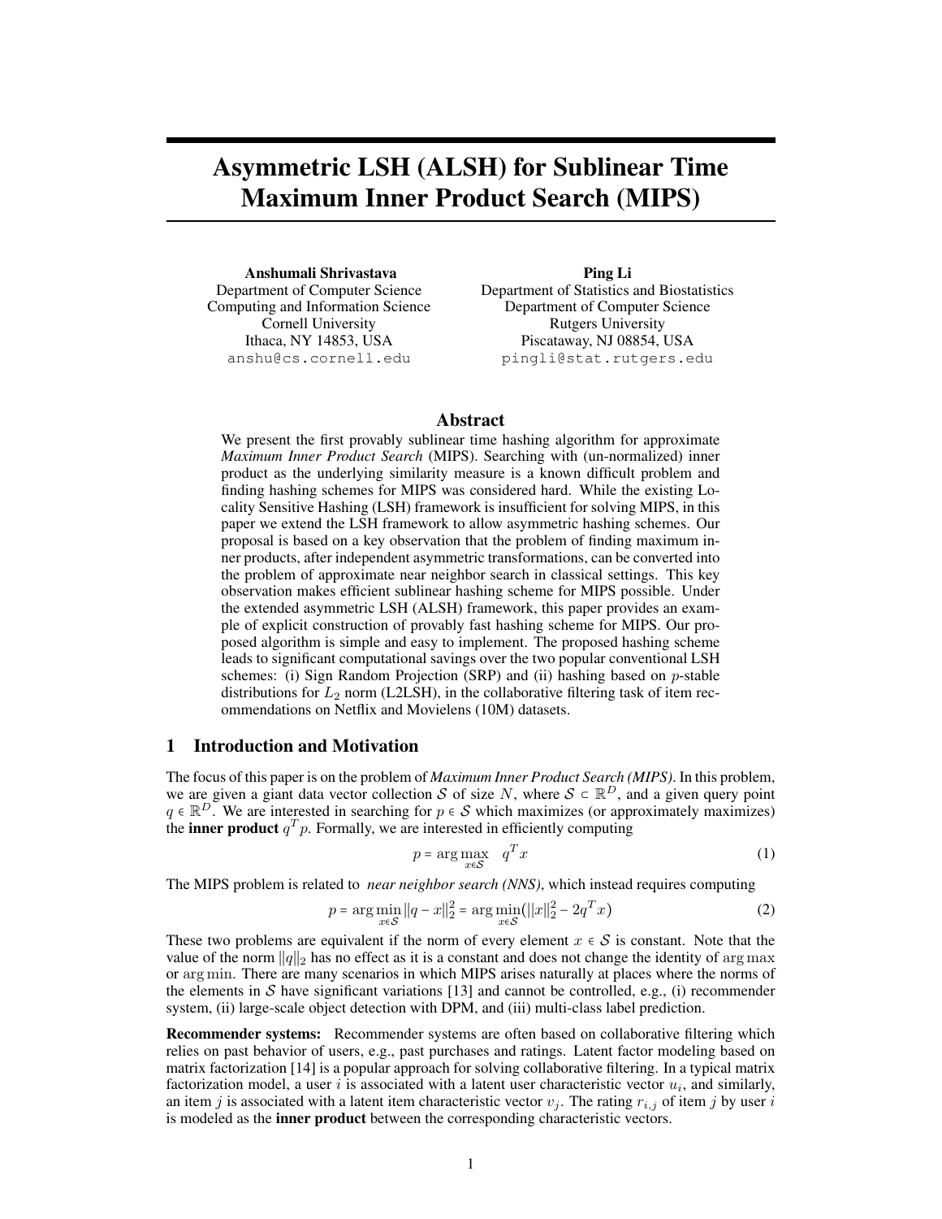# Asymmetric LSH (ALSH) for Sublinear Time Maximum Inner Product Search (MIPS)

**Anshumali Shrivastava**
Department of Computer Science
Computing and Information Science
Cornell University
Ithaca, NY 14853, USA
anshu@cs.cornell.edu

**Ping Li**
Department of Statistics and Biostatistics
Department of Computer Science
Rutgers University
Piscataway, NJ 08854, USA
pingli@stat.rutgers.edu

## Abstract

We present the first provably sublinear time hashing algorithm for approximate *Maximum Inner Product Search* (MIPS). Searching with (un-normalized) inner product as the underlying similarity measure is a known difficult problem and finding hashing schemes for MIPS was considered hard. While the existing Locality Sensitive Hashing (LSH) framework is insufficient for solving MIPS, in this paper we extend the LSH framework to allow asymmetric hashing schemes. Our proposal is based on a key observation that the problem of finding maximum inner products, after independent asymmetric transformations, can be converted into the problem of approximate near neighbor search in classical settings. This key observation makes efficient sublinear hashing scheme for MIPS possible. Under the extended asymmetric LSH (ALSH) framework, this paper provides an example of explicit construction of provably fast hashing scheme for MIPS. Our proposed algorithm is simple and easy to implement. The proposed hashing scheme leads to significant computational savings over the two popular conventional LSH schemes: (i) Sign Random Projection (SRP) and (ii) hashing based on $p$-stable distributions for $L_2$ norm (L2LSH), in the collaborative filtering task of item recommendations on Netflix and Movielens (10M) datasets.

## 1 Introduction and Motivation

The focus of this paper is on the problem of *Maximum Inner Product Search (MIPS)*. In this problem, we are given a giant data vector collection $\mathcal{S}$ of size $N$, where $\mathcal{S} \subset \mathbb{R}^D$, and a given query point $q \in \mathbb{R}^D$. We are interested in searching for $p \in \mathcal{S}$ which maximizes (or approximately maximizes) the **inner product** $q^T p$. Formally, we are interested in efficiently computing

$$p = \arg\max_{x \in \mathcal{S}} \quad q^T x \tag{1}$$

The MIPS problem is related to *near neighbor search (NNS)*, which instead requires computing

$$p = \arg\min_{x \in \mathcal{S}} \|q - x\|_2^2 = \arg\min_{x \in \mathcal{S}} (\|x\|_2^2 - 2q^T x) \tag{2}$$

These two problems are equivalent if the norm of every element $x \in \mathcal{S}$ is constant. Note that the value of the norm $\|q\|_2$ has no effect as it is a constant and does not change the identity of $\arg\max$ or $\arg\min$. There are many scenarios in which MIPS arises naturally at places where the norms of the elements in $\mathcal{S}$ have significant variations [13] and cannot be controlled, e.g., (i) recommender system, (ii) large-scale object detection with DPM, and (iii) multi-class label prediction.

**Recommender systems:** Recommender systems are often based on collaborative filtering which relies on past behavior of users, e.g., past purchases and ratings. Latent factor modeling based on matrix factorization [14] is a popular approach for solving collaborative filtering. In a typical matrix factorization model, a user $i$ is associated with a latent user characteristic vector $u_i$, and similarly, an item $j$ is associated with a latent item characteristic vector $v_j$. The rating $r_{i,j}$ of item $j$ by user $i$ is modeled as the **inner product** between the corresponding characteristic vectors.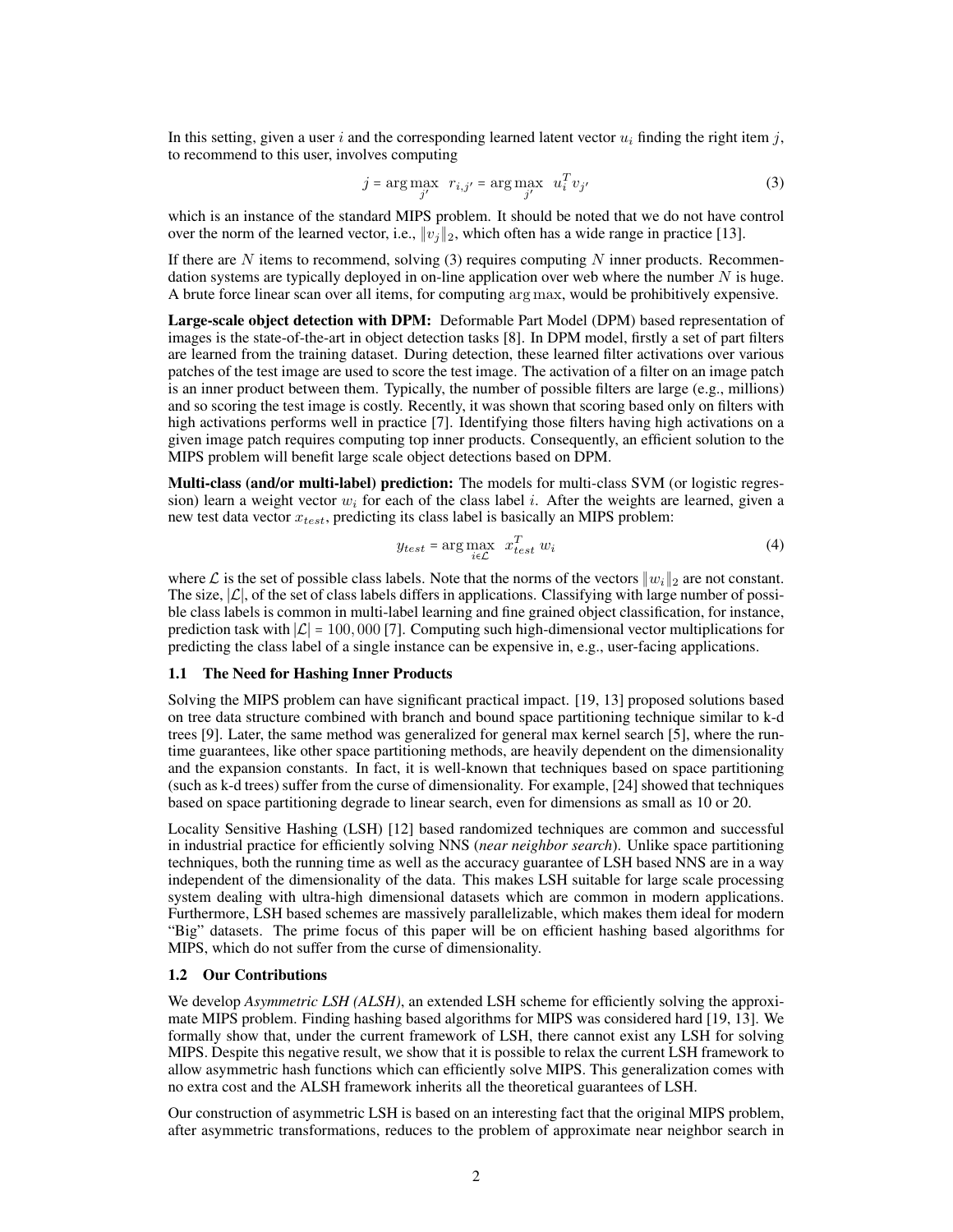In this setting, given a user $i$ and the corresponding learned latent vector $u_i$ finding the right item $j$, to recommend to this user, involves computing

$$j = \arg\max_{j'} \; r_{i,j'} = \arg\max_{j'} \; u_i^T v_{j'} \tag{3}$$

which is an instance of the standard MIPS problem. It should be noted that we do not have control over the norm of the learned vector, i.e., $\|v_j\|_2$, which often has a wide range in practice [13].

If there are $N$ items to recommend, solving (3) requires computing $N$ inner products. Recommendation systems are typically deployed in on-line application over web where the number $N$ is huge. A brute force linear scan over all items, for computing $\arg\max$, would be prohibitively expensive.

**Large-scale object detection with DPM:** Deformable Part Model (DPM) based representation of images is the state-of-the-art in object detection tasks [8]. In DPM model, firstly a set of part filters are learned from the training dataset. During detection, these learned filter activations over various patches of the test image are used to score the test image. The activation of a filter on an image patch is an inner product between them. Typically, the number of possible filters are large (e.g., millions) and so scoring the test image is costly. Recently, it was shown that scoring based only on filters with high activations performs well in practice [7]. Identifying those filters having high activations on a given image patch requires computing top inner products. Consequently, an efficient solution to the MIPS problem will benefit large scale object detections based on DPM.

**Multi-class (and/or multi-label) prediction:** The models for multi-class SVM (or logistic regression) learn a weight vector $w_i$ for each of the class label $i$. After the weights are learned, given a new test data vector $x_{test}$, predicting its class label is basically an MIPS problem:

$$y_{test} = \arg\max_{i \in \mathcal{L}} \; x_{test}^T \, w_i \tag{4}$$

where $\mathcal{L}$ is the set of possible class labels. Note that the norms of the vectors $\|w_i\|_2$ are not constant. The size, $|\mathcal{L}|$, of the set of class labels differs in applications. Classifying with large number of possible class labels is common in multi-label learning and fine grained object classification, for instance, prediction task with $|\mathcal{L}| = 100,000$ [7]. Computing such high-dimensional vector multiplications for predicting the class label of a single instance can be expensive in, e.g., user-facing applications.

### 1.1 The Need for Hashing Inner Products

Solving the MIPS problem can have significant practical impact. [19, 13] proposed solutions based on tree data structure combined with branch and bound space partitioning technique similar to k-d trees [9]. Later, the same method was generalized for general max kernel search [5], where the runtime guarantees, like other space partitioning methods, are heavily dependent on the dimensionality and the expansion constants. In fact, it is well-known that techniques based on space partitioning (such as k-d trees) suffer from the curse of dimensionality. For example, [24] showed that techniques based on space partitioning degrade to linear search, even for dimensions as small as 10 or 20.

Locality Sensitive Hashing (LSH) [12] based randomized techniques are common and successful in industrial practice for efficiently solving NNS (*near neighbor search*). Unlike space partitioning techniques, both the running time as well as the accuracy guarantee of LSH based NNS are in a way independent of the dimensionality of the data. This makes LSH suitable for large scale processing system dealing with ultra-high dimensional datasets which are common in modern applications. Furthermore, LSH based schemes are massively parallelizable, which makes them ideal for modern "Big" datasets. The prime focus of this paper will be on efficient hashing based algorithms for MIPS, which do not suffer from the curse of dimensionality.

### 1.2 Our Contributions

We develop *Asymmetric LSH (ALSH)*, an extended LSH scheme for efficiently solving the approximate MIPS problem. Finding hashing based algorithms for MIPS was considered hard [19, 13]. We formally show that, under the current framework of LSH, there cannot exist any LSH for solving MIPS. Despite this negative result, we show that it is possible to relax the current LSH framework to allow asymmetric hash functions which can efficiently solve MIPS. This generalization comes with no extra cost and the ALSH framework inherits all the theoretical guarantees of LSH.

Our construction of asymmetric LSH is based on an interesting fact that the original MIPS problem, after asymmetric transformations, reduces to the problem of approximate near neighbor search in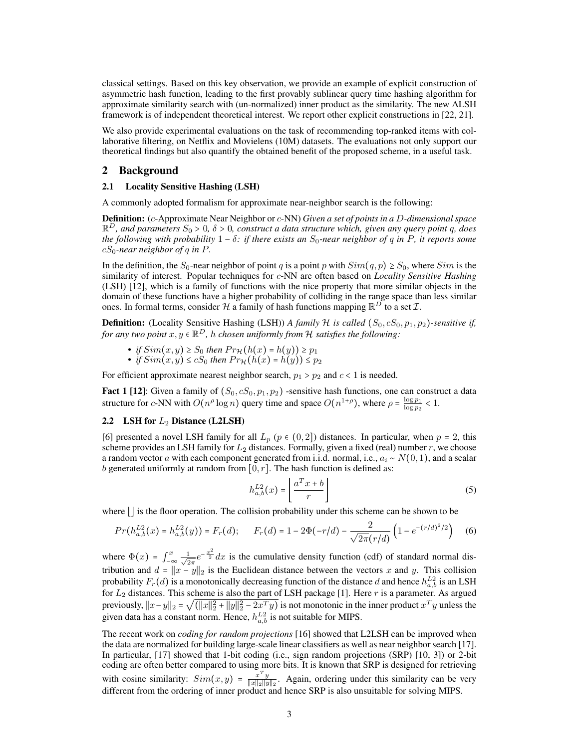classical settings. Based on this key observation, we provide an example of explicit construction of asymmetric hash function, leading to the first provably sublinear query time hashing algorithm for approximate similarity search with (un-normalized) inner product as the similarity. The new ALSH framework is of independent theoretical interest. We report other explicit constructions in [22, 21].

We also provide experimental evaluations on the task of recommending top-ranked items with collaborative filtering, on Netflix and Movielens (10M) datasets. The evaluations not only support our theoretical findings but also quantify the obtained benefit of the proposed scheme, in a useful task.

## 2 Background

### 2.1 Locality Sensitive Hashing (LSH)

A commonly adopted formalism for approximate near-neighbor search is the following:

**Definition:** ($c$-Approximate Near Neighbor or $c$-NN) *Given a set of points in a $D$-dimensional space $\mathbb{R}^D$, and parameters $S_0 > 0$, $\delta > 0$, construct a data structure which, given any query point $q$, does the following with probability $1 - \delta$: if there exists an $S_0$-near neighbor of $q$ in $P$, it reports some $cS_0$-near neighbor of $q$ in $P$.*

In the definition, the $S_0$-near neighbor of point $q$ is a point $p$ with $Sim(q, p) \geq S_0$, where $Sim$ is the similarity of interest. Popular techniques for $c$-NN are often based on *Locality Sensitive Hashing* (LSH) [12], which is a family of functions with the nice property that more similar objects in the domain of these functions have a higher probability of colliding in the range space than less similar ones. In formal terms, consider $\mathcal{H}$ a family of hash functions mapping $\mathbb{R}^D$ to a set $\mathcal{I}$.

**Definition:** (Locality Sensitive Hashing (LSH)) *A family $\mathcal{H}$ is called $(S_0, cS_0, p_1, p_2)$-sensitive if, for any two point $x, y \in \mathbb{R}^D$, $h$ chosen uniformly from $\mathcal{H}$ satisfies the following:*

- *if $Sim(x, y) \geq S_0$ then $Pr_{\mathcal{H}}(h(x) = h(y)) \geq p_1$*
- *if $Sim(x, y) \leq cS_0$ then $Pr_{\mathcal{H}}(h(x) = h(y)) \leq p_2$*

For efficient approximate nearest neighbor search, $p_1 > p_2$ and $c < 1$ is needed.

**Fact 1 [12]**: Given a family of $(S_0, cS_0, p_1, p_2)$ -sensitive hash functions, one can construct a data structure for $c$-NN with $O(n^\rho \log n)$ query time and space $O(n^{1+\rho})$, where $\rho = \frac{\log p_1}{\log p_2} < 1$.

### 2.2 LSH for $L_2$ Distance (L2LSH)

[6] presented a novel LSH family for all $L_p$ ($p \in (0, 2]$) distances. In particular, when $p = 2$, this scheme provides an LSH family for $L_2$ distances. Formally, given a fixed (real) number $r$, we choose a random vector $a$ with each component generated from i.i.d. normal, i.e., $a_i \sim N(0, 1)$, and a scalar $b$ generated uniformly at random from $[0, r]$. The hash function is defined as:

$$h^{L2}_{a,b}(x) = \left\lfloor \frac{a^T x + b}{r} \right\rfloor \tag{5}$$

where $\lfloor\rfloor$ is the floor operation. The collision probability under this scheme can be shown to be

$$Pr(h^{L2}_{a,b}(x) = h^{L2}_{a,b}(y)) = F_r(d); \qquad F_r(d) = 1 - 2\Phi(-r/d) - \frac{2}{\sqrt{2\pi}(r/d)}\left(1 - e^{-(r/d)^2/2}\right) \tag{6}$$

where $\Phi(x) = \int_{-\infty}^{x} \frac{1}{\sqrt{2\pi}} e^{-\frac{x^2}{2}} dx$ is the cumulative density function (cdf) of standard normal distribution and $d = \|x - y\|_2$ is the Euclidean distance between the vectors $x$ and $y$. This collision probability $F_r(d)$ is a monotonically decreasing function of the distance $d$ and hence $h^{L2}_{a,b}$ is an LSH for $L_2$ distances. This scheme is also the part of LSH package [1]. Here $r$ is a parameter. As argued previously, $\|x - y\|_2 = \sqrt{(\|x\|_2^2 + \|y\|_2^2 - 2x^T y)}$ is not monotonic in the inner product $x^T y$ unless the given data has a constant norm. Hence, $h^{L2}_{a,b}$ is not suitable for MIPS.

The recent work on *coding for random projections* [16] showed that L2LSH can be improved when the data are normalized for building large-scale linear classifiers as well as near neighbor search [17]. In particular, [17] showed that 1-bit coding (i.e., sign random projections (SRP) [10, 3]) or 2-bit coding are often better compared to using more bits. It is known that SRP is designed for retrieving with cosine similarity: $Sim(x, y) = \frac{x^T y}{\|x\|_2 \|y\|_2}$. Again, ordering under this similarity can be very different from the ordering of inner product and hence SRP is also unsuitable for solving MIPS.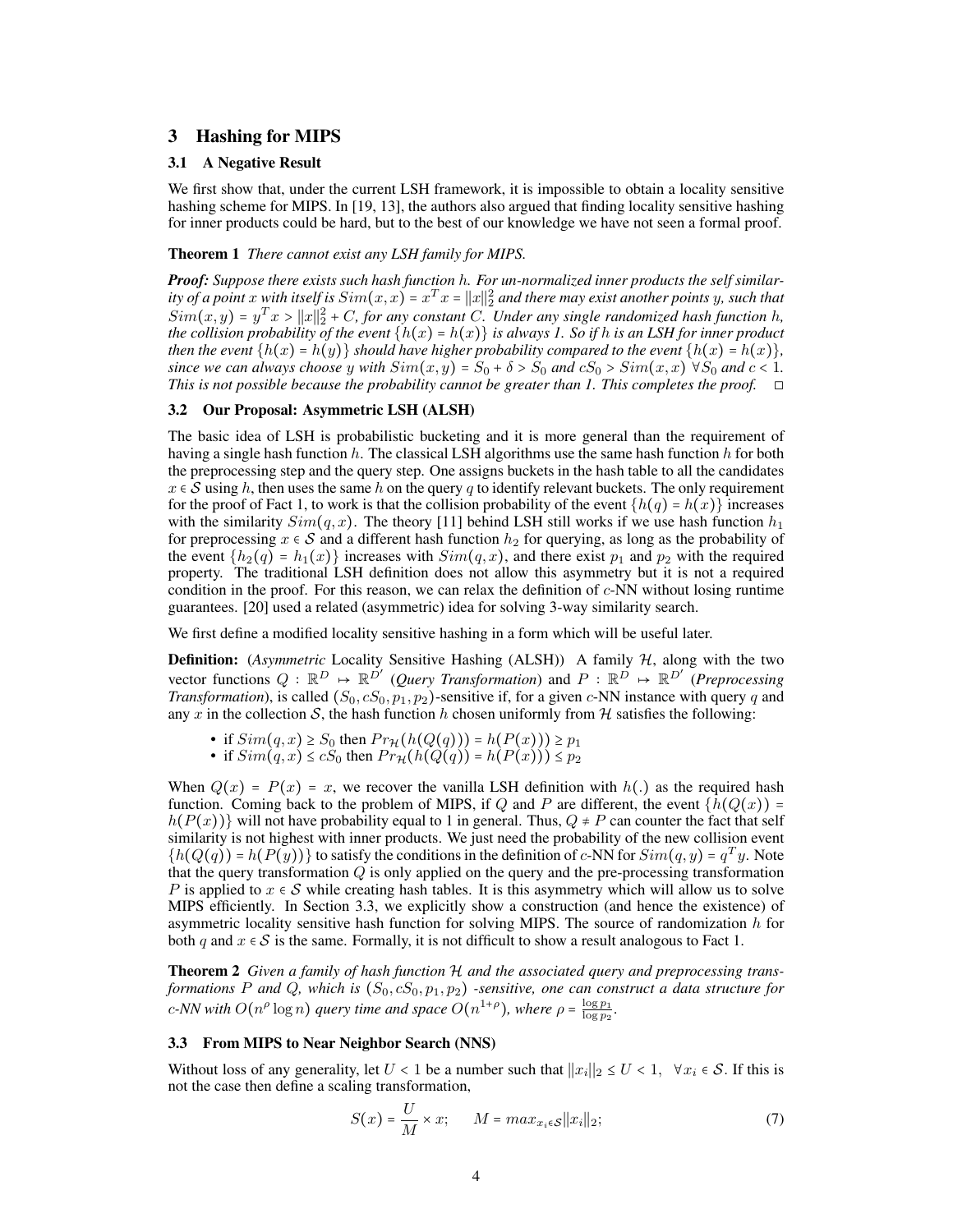## 3 Hashing for MIPS

### 3.1 A Negative Result

We first show that, under the current LSH framework, it is impossible to obtain a locality sensitive hashing scheme for MIPS. In [19, 13], the authors also argued that finding locality sensitive hashing for inner products could be hard, but to the best of our knowledge we have not seen a formal proof.

**Theorem 1** *There cannot exist any LSH family for MIPS.*

***Proof:*** *Suppose there exists such hash function $h$. For un-normalized inner products the self similarity of a point $x$ with itself is $Sim(x,x) = x^T x = \|x\|_2^2$ and there may exist another points $y$, such that $Sim(x,y) = y^T x > \|x\|_2^2 + C$, for any constant $C$. Under any single randomized hash function $h$, the collision probability of the event $\{h(x) = h(x)\}$ is always 1. So if $h$ is an LSH for inner product then the event $\{h(x) = h(y)\}$ should have higher probability compared to the event $\{h(x) = h(x)\}$, since we can always choose $y$ with $Sim(x,y) = S_0 + \delta > S_0$ and $cS_0 > Sim(x,x)$ $\forall S_0$ and $c < 1$. This is not possible because the probability cannot be greater than 1. This completes the proof.* $\square$

### 3.2 Our Proposal: Asymmetric LSH (ALSH)

The basic idea of LSH is probabilistic bucketing and it is more general than the requirement of having a single hash function $h$. The classical LSH algorithms use the same hash function $h$ for both the preprocessing step and the query step. One assigns buckets in the hash table to all the candidates $x \in \mathcal{S}$ using $h$, then uses the same $h$ on the query $q$ to identify relevant buckets. The only requirement for the proof of Fact 1, to work is that the collision probability of the event $\{h(q) = h(x)\}$ increases with the similarity $Sim(q,x)$. The theory [11] behind LSH still works if we use hash function $h_1$ for preprocessing $x \in \mathcal{S}$ and a different hash function $h_2$ for querying, as long as the probability of the event $\{h_2(q) = h_1(x)\}$ increases with $Sim(q,x)$, and there exist $p_1$ and $p_2$ with the required property. The traditional LSH definition does not allow this asymmetry but it is not a required condition in the proof. For this reason, we can relax the definition of $c$-NN without losing runtime guarantees. [20] used a related (asymmetric) idea for solving 3-way similarity search.

We first define a modified locality sensitive hashing in a form which will be useful later.

**Definition:** (*Asymmetric* Locality Sensitive Hashing (ALSH)) A family $\mathcal{H}$, along with the two vector functions $Q : \mathbb{R}^D \mapsto \mathbb{R}^{D'}$ (*Query Transformation*) and $P : \mathbb{R}^D \mapsto \mathbb{R}^{D'}$ (*Preprocessing Transformation*), is called $(S_0, cS_0, p_1, p_2)$-sensitive if, for a given $c$-NN instance with query $q$ and any $x$ in the collection $\mathcal{S}$, the hash function $h$ chosen uniformly from $\mathcal{H}$ satisfies the following:

- if $Sim(q,x) \geq S_0$ then $Pr_{\mathcal{H}}(h(Q(q))) = h(P(x))) \geq p_1$
- if $Sim(q,x) \leq cS_0$ then $Pr_{\mathcal{H}}(h(Q(q)) = h(P(x))) \leq p_2$

When $Q(x) = P(x) = x$, we recover the vanilla LSH definition with $h(.)$ as the required hash function. Coming back to the problem of MIPS, if $Q$ and $P$ are different, the event $\{h(Q(x)) = h(P(x))\}$ will not have probability equal to 1 in general. Thus, $Q \neq P$ can counter the fact that self similarity is not highest with inner products. We just need the probability of the new collision event $\{h(Q(q)) = h(P(y))\}$ to satisfy the conditions in the definition of $c$-NN for $Sim(q,y) = q^T y$. Note that the query transformation $Q$ is only applied on the query and the pre-processing transformation $P$ is applied to $x \in \mathcal{S}$ while creating hash tables. It is this asymmetry which will allow us to solve MIPS efficiently. In Section 3.3, we explicitly show a construction (and hence the existence) of asymmetric locality sensitive hash function for solving MIPS. The source of randomization $h$ for both $q$ and $x \in \mathcal{S}$ is the same. Formally, it is not difficult to show a result analogous to Fact 1.

**Theorem 2** *Given a family of hash function $\mathcal{H}$ and the associated query and preprocessing transformations $P$ and $Q$, which is $(S_0, cS_0, p_1, p_2)$ -sensitive, one can construct a data structure for $c$-NN with $O(n^\rho \log n)$ query time and space $O(n^{1+\rho})$, where $\rho = \frac{\log p_1}{\log p_2}$.*

### 3.3 From MIPS to Near Neighbor Search (NNS)

Without loss of any generality, let $U < 1$ be a number such that $\|x_i\|_2 \leq U < 1$, $\forall x_i \in \mathcal{S}$. If this is not the case then define a scaling transformation,

$$S(x) = \frac{U}{M} \times x; \qquad M = max_{x_i \in \mathcal{S}} \|x_i\|_2; \tag{7}$$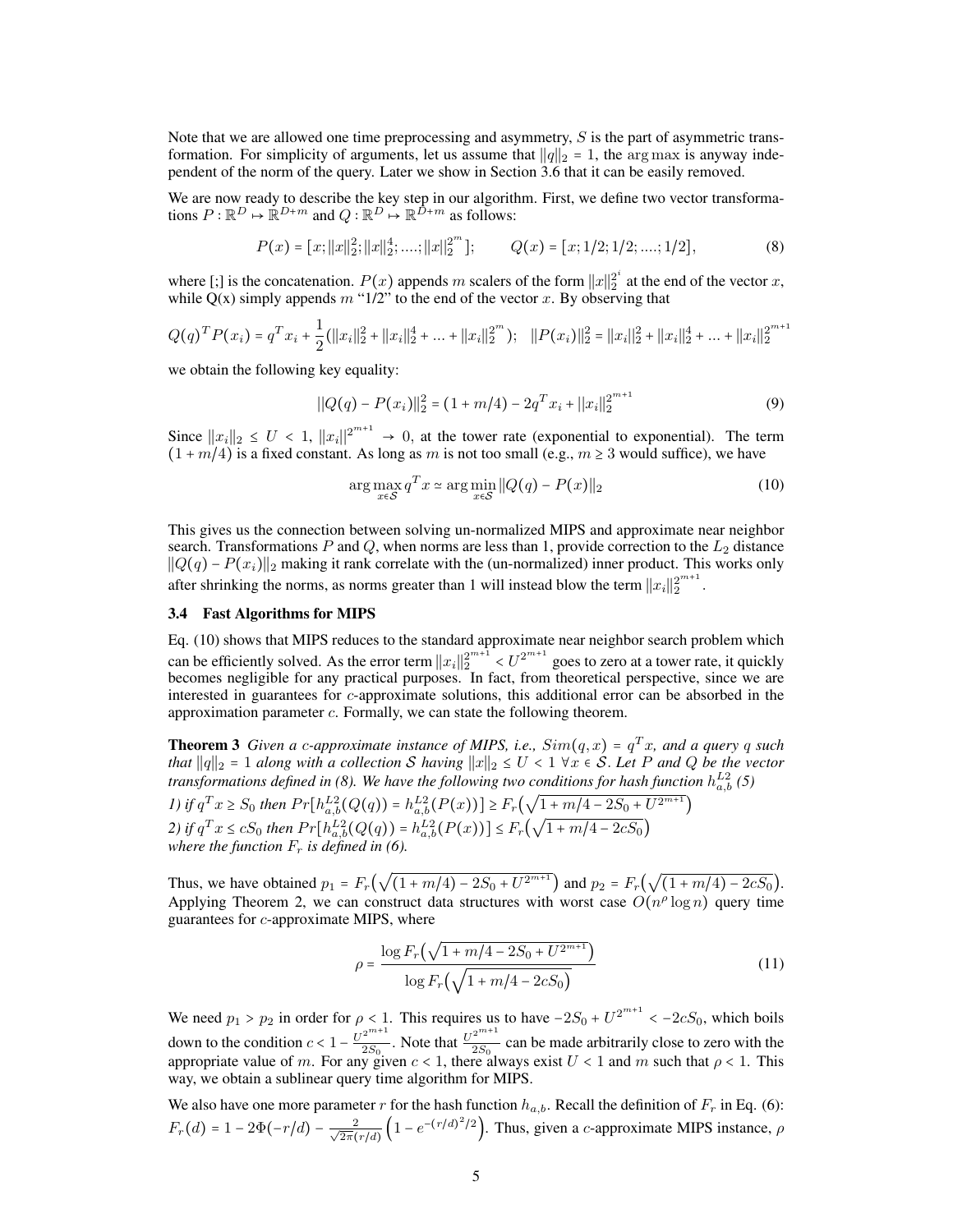Note that we are allowed one time preprocessing and asymmetry, $S$ is the part of asymmetric transformation. For simplicity of arguments, let us assume that $\|q\|_2 = 1$, the $\arg\max$ is anyway independent of the norm of the query. Later we show in Section 3.6 that it can be easily removed.

We are now ready to describe the key step in our algorithm. First, we define two vector transformations $P : \mathbb{R}^D \mapsto \mathbb{R}^{D+m}$ and $Q : \mathbb{R}^D \mapsto \mathbb{R}^{D+m}$ as follows:

$$P(x) = [x; \|x\|_2^2; \|x\|_2^4; ....; \|x\|_2^{2^m}]; \qquad Q(x) = [x; 1/2; 1/2; ....; 1/2], \tag{8}$$

where [;] is the concatenation. $P(x)$ appends $m$ scalers of the form $\|x\|_2^{2^i}$ at the end of the vector $x$, while Q(x) simply appends $m$ "1/2" to the end of the vector $x$. By observing that

$$Q(q)^T P(x_i) = q^T x_i + \frac{1}{2}(\|x_i\|_2^2 + \|x_i\|_2^4 + ... + \|x_i\|_2^{2^m}); \quad \|P(x_i)\|_2^2 = \|x_i\|_2^2 + \|x_i\|_2^4 + ... + \|x_i\|_2^{2^{m+1}}$$

we obtain the following key equality:

$$||Q(q) - P(x_i)||_2^2 = (1 + m/4) - 2q^T x_i + ||x_i||_2^{2^{m+1}} \tag{9}$$

Since $\|x_i\|_2 \leq U < 1$, $\|x_i\|^{2^{m+1}} \to 0$, at the tower rate (exponential to exponential). The term $(1 + m/4)$ is a fixed constant. As long as $m$ is not too small (e.g., $m \geq 3$ would suffice), we have

$$\arg\max_{x \in \mathcal{S}} q^T x \simeq \arg\min_{x \in \mathcal{S}} \|Q(q) - P(x)\|_2 \tag{10}$$

This gives us the connection between solving un-normalized MIPS and approximate near neighbor search. Transformations $P$ and $Q$, when norms are less than 1, provide correction to the $L_2$ distance $\|Q(q) - P(x_i)\|_2$ making it rank correlate with the (un-normalized) inner product. This works only after shrinking the norms, as norms greater than 1 will instead blow the term $\|x_i\|_2^{2^{m+1}}$.

### 3.4 Fast Algorithms for MIPS

Eq. (10) shows that MIPS reduces to the standard approximate near neighbor search problem which can be efficiently solved. As the error term $\|x_i\|_2^{2^{m+1}} < U^{2^{m+1}}$ goes to zero at a tower rate, it quickly becomes negligible for any practical purposes. In fact, from theoretical perspective, since we are interested in guarantees for $c$-approximate solutions, this additional error can be absorbed in the approximation parameter $c$. Formally, we can state the following theorem.

**Theorem 3** *Given a $c$-approximate instance of MIPS, i.e., $Sim(q, x) = q^T x$, and a query $q$ such that $\|q\|_2 = 1$ along with a collection $\mathcal{S}$ having $\|x\|_2 \leq U < 1$ $\forall x \in \mathcal{S}$. Let $P$ and $Q$ be the vector transformations defined in (8). We have the following two conditions for hash function $h_{a,b}^{L2}$ (5)*
*1) if $q^T x \geq S_0$ then $Pr[h_{a,b}^{L2}(Q(q)) = h_{a,b}^{L2}(P(x))] \geq F_r\left(\sqrt{1 + m/4 - 2S_0 + U^{2^{m+1}}}\right)$*
*2) if $q^T x \leq cS_0$ then $Pr[h_{a,b}^{L2}(Q(q)) = h_{a,b}^{L2}(P(x))] \leq F_r\left(\sqrt{1 + m/4 - 2cS_0}\right)$*
*where the function $F_r$ is defined in (6).*

Thus, we have obtained $p_1 = F_r\left(\sqrt{(1 + m/4) - 2S_0 + U^{2^{m+1}}}\right)$ and $p_2 = F_r\left(\sqrt{(1 + m/4) - 2cS_0}\right)$. Applying Theorem 2, we can construct data structures with worst case $O(n^\rho \log n)$ query time guarantees for $c$-approximate MIPS, where

$$\rho = \frac{\log F_r\left(\sqrt{1 + m/4 - 2S_0 + U^{2^{m+1}}}\right)}{\log F_r\left(\sqrt{1 + m/4 - 2cS_0}\right)} \tag{11}$$

We need $p_1 > p_2$ in order for $\rho < 1$. This requires us to have $-2S_0 + U^{2^{m+1}} < -2cS_0$, which boils down to the condition $c < 1 - \frac{U^{2^{m+1}}}{2S_0}$. Note that $\frac{U^{2^{m+1}}}{2S_0}$ can be made arbitrarily close to zero with the appropriate value of $m$. For any given $c < 1$, there always exist $U < 1$ and $m$ such that $\rho < 1$. This way, we obtain a sublinear query time algorithm for MIPS.

We also have one more parameter $r$ for the hash function $h_{a,b}$. Recall the definition of $F_r$ in Eq. (6): $F_r(d) = 1 - 2\Phi(-r/d) - \frac{2}{\sqrt{2\pi}(r/d)}\left(1 - e^{-(r/d)^2/2}\right)$. Thus, given a $c$-approximate MIPS instance, $\rho$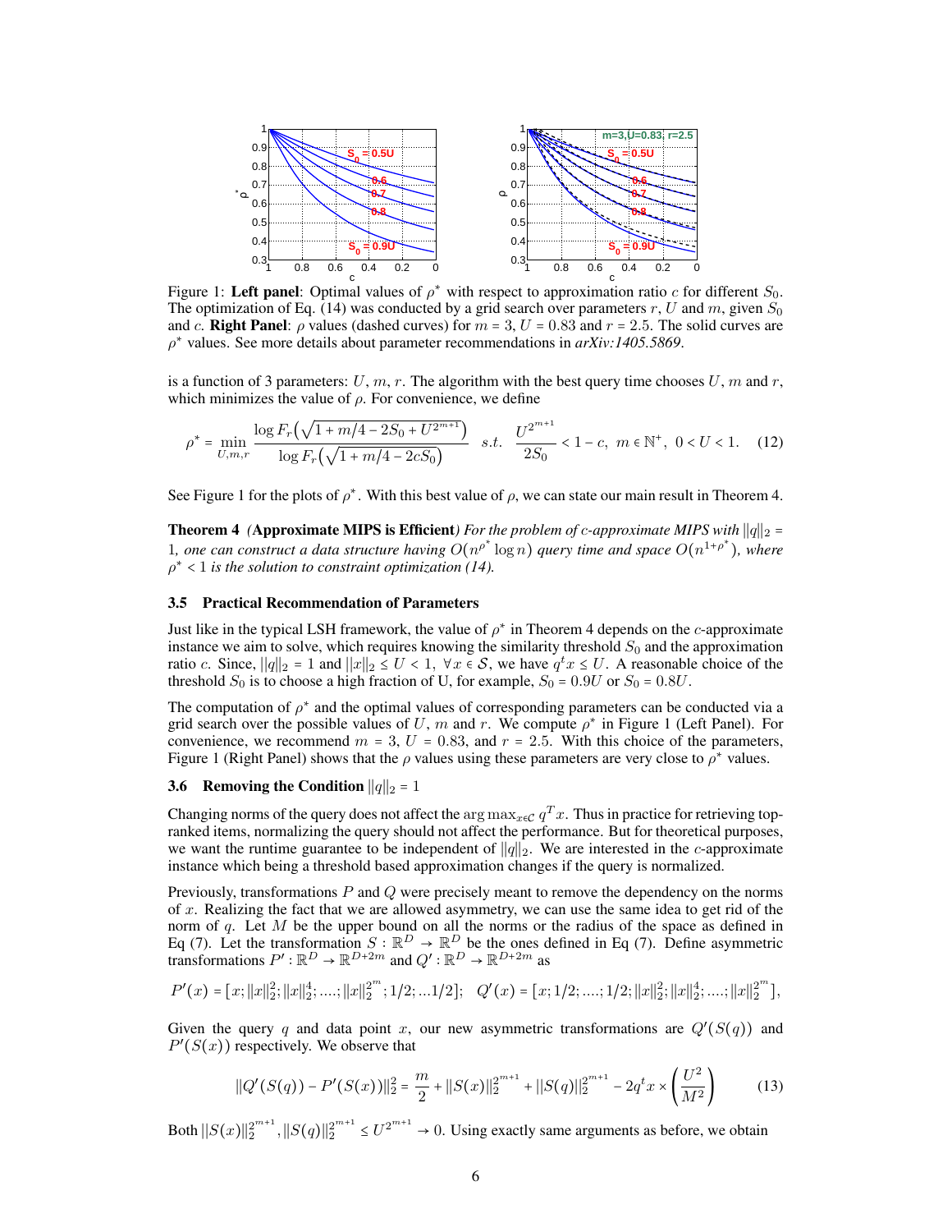1
0.9
0.8
0.7
0.6
0.5
0.4
0.3

$\rho^*$

$S_0$ = 0.5U
0.6
0.7
0.8
$S_0$ = 0.9U

1 0.8 0.6 0.4 0.2 0
c

1
0.9
0.8
0.7
0.6
0.5
0.4
0.3

$\rho$

m=3,U=0.83, r=2.5
$S_0$ = 0.5U
0.6
0.7
0.8
$S_0$ = 0.9U

1 0.8 0.6 0.4 0.2 0
c

Figure 1: **Left panel**: Optimal values of $\rho^*$ with respect to approximation ratio $c$ for different $S_0$. The optimization of Eq. (14) was conducted by a grid search over parameters $r$, $U$ and $m$, given $S_0$ and $c$. **Right Panel**: $\rho$ values (dashed curves) for $m = 3$, $U = 0.83$ and $r = 2.5$. The solid curves are $\rho^*$ values. See more details about parameter recommendations in *arXiv:1405.5869*.

is a function of 3 parameters: $U$, $m$, $r$. The algorithm with the best query time chooses $U$, $m$ and $r$, which minimizes the value of $\rho$. For convenience, we define

$$\rho^* = \min_{U,m,r} \frac{\log F_r\left(\sqrt{1 + m/4 - 2S_0 + U^{2^{m+1}}}\right)}{\log F_r\left(\sqrt{1 + m/4 - 2cS_0}\right)} \quad s.t. \quad \frac{U^{2^{m+1}}}{2S_0} < 1 - c, \ m \in \mathbb{N}^+, \ 0 < U < 1. \tag{12}$$

See Figure 1 for the plots of $\rho^*$. With this best value of $\rho$, we can state our main result in Theorem 4.

**Theorem 4** *(***Approximate MIPS is Efficient***) For the problem of $c$-approximate MIPS with $\|q\|_2 = 1$, one can construct a data structure having $O(n^{\rho^*}\log n)$ query time and space $O(n^{1+\rho^*})$, where $\rho^* < 1$ is the solution to constraint optimization (14).*

### 3.5 Practical Recommendation of Parameters

Just like in the typical LSH framework, the value of $\rho^*$ in Theorem 4 depends on the $c$-approximate instance we aim to solve, which requires knowing the similarity threshold $S_0$ and the approximation ratio $c$. Since, $\|q\|_2 = 1$ and $\|x\|_2 \leq U < 1, \ \forall x \in \mathcal{S}$, we have $q^t x \leq U$. A reasonable choice of the threshold $S_0$ is to choose a high fraction of U, for example, $S_0 = 0.9U$ or $S_0 = 0.8U$.

The computation of $\rho^*$ and the optimal values of corresponding parameters can be conducted via a grid search over the possible values of $U$, $m$ and $r$. We compute $\rho^*$ in Figure 1 (Left Panel). For convenience, we recommend $m = 3$, $U = 0.83$, and $r = 2.5$. With this choice of the parameters, Figure 1 (Right Panel) shows that the $\rho$ values using these parameters are very close to $\rho^*$ values.

### 3.6 Removing the Condition $\|q\|_2 = 1$

Changing norms of the query does not affect the $\arg\max_{x \in \mathcal{C}} q^T x$. Thus in practice for retrieving top-ranked items, normalizing the query should not affect the performance. But for theoretical purposes, we want the runtime guarantee to be independent of $\|q\|_2$. We are interested in the $c$-approximate instance which being a threshold based approximation changes if the query is normalized.

Previously, transformations $P$ and $Q$ were precisely meant to remove the dependency on the norms of $x$. Realizing the fact that we are allowed asymmetry, we can use the same idea to get rid of the norm of $q$. Let $M$ be the upper bound on all the norms or the radius of the space as defined in Eq (7). Let the transformation $S : \mathbb{R}^D \to \mathbb{R}^D$ be the ones defined in Eq (7). Define asymmetric transformations $P' : \mathbb{R}^D \to \mathbb{R}^{D+2m}$ and $Q' : \mathbb{R}^D \to \mathbb{R}^{D+2m}$ as

$$P'(x) = [x; \|x\|_2^2; \|x\|_2^4; ....; \|x\|_2^{2^m}; 1/2; ...1/2]; \quad Q'(x) = [x; 1/2; ....; 1/2; \|x\|_2^2; \|x\|_2^4; ....; \|x\|_2^{2^m}],$$

Given the query $q$ and data point $x$, our new asymmetric transformations are $Q'(S(q))$ and $P'(S(x))$ respectively. We observe that

$$\|Q'(S(q)) - P'(S(x))\|_2^2 = \frac{m}{2} + \|S(x)\|_2^{2^{m+1}} + \|S(q)\|_2^{2^{m+1}} - 2q^t x \times \left(\frac{U^2}{M^2}\right) \tag{13}$$

Both $\|S(x)\|_2^{2^{m+1}}, \|S(q)\|_2^{2^{m+1}} \leq U^{2^{m+1}} \to 0$. Using exactly same arguments as before, we obtain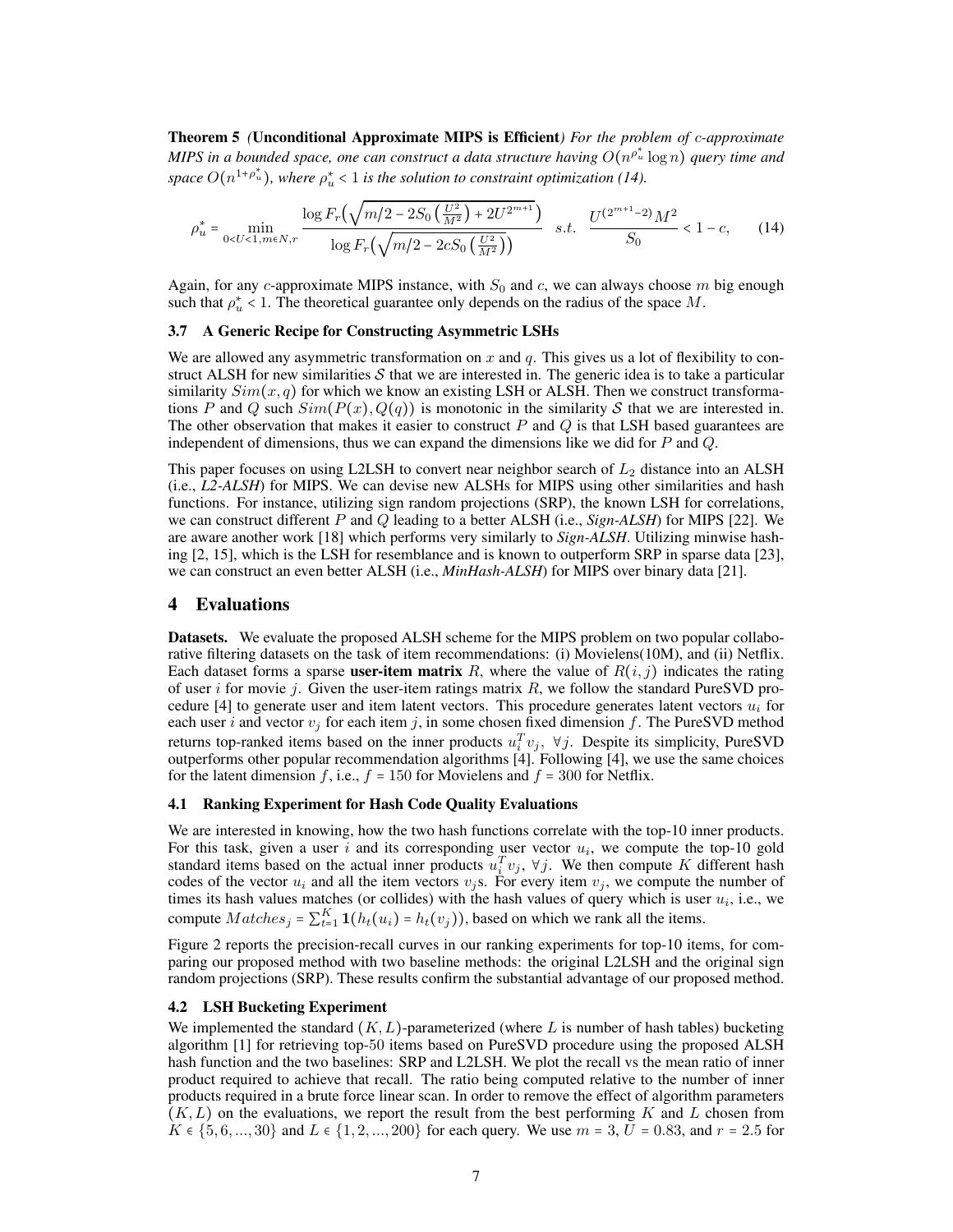**Theorem 5** *(***Unconditional Approximate MIPS is Efficient***) For the problem of $c$-approximate MIPS in a bounded space, one can construct a data structure having $O(n^{\rho_u^*}\log n)$ query time and space $O(n^{1+\rho_u^*})$, where $\rho_u^* < 1$ is the solution to constraint optimization (14).*

$$\rho_u^* = \min_{0<U<1, m\in N, r} \frac{\log F_r\left(\sqrt{m/2 - 2S_0\left(\frac{U^2}{M^2}\right) + 2U^{2^{m+1}}}\right)}{\log F_r\left(\sqrt{m/2 - 2cS_0\left(\frac{U^2}{M^2}\right)}\right)} \quad s.t. \quad \frac{U^{(2^{m+1}-2)}M^2}{S_0} < 1-c, \tag{14}$$

Again, for any $c$-approximate MIPS instance, with $S_0$ and $c$, we can always choose $m$ big enough such that $\rho_u^* < 1$. The theoretical guarantee only depends on the radius of the space $M$.

### 3.7 A Generic Recipe for Constructing Asymmetric LSHs

We are allowed any asymmetric transformation on $x$ and $q$. This gives us a lot of flexibility to construct ALSH for new similarities $\mathcal{S}$ that we are interested in. The generic idea is to take a particular similarity $Sim(x,q)$ for which we know an existing LSH or ALSH. Then we construct transformations $P$ and $Q$ such $Sim(P(x),Q(q))$ is monotonic in the similarity $\mathcal{S}$ that we are interested in. The other observation that makes it easier to construct $P$ and $Q$ is that LSH based guarantees are independent of dimensions, thus we can expand the dimensions like we did for $P$ and $Q$.

This paper focuses on using L2LSH to convert near neighbor search of $L_2$ distance into an ALSH (i.e., *L2-ALSH*) for MIPS. We can devise new ALSHs for MIPS using other similarities and hash functions. For instance, utilizing sign random projections (SRP), the known LSH for correlations, we can construct different $P$ and $Q$ leading to a better ALSH (i.e., ***Sign-ALSH***) for MIPS [22]. We are aware another work [18] which performs very similarly to ***Sign-ALSH***. Utilizing minwise hashing [2, 15], which is the LSH for resemblance and is known to outperform SRP in sparse data [23], we can construct an even better ALSH (i.e., ***MinHash-ALSH***) for MIPS over binary data [21].

## 4 Evaluations

**Datasets.** We evaluate the proposed ALSH scheme for the MIPS problem on two popular collaborative filtering datasets on the task of item recommendations: (i) Movielens(10M), and (ii) Netflix. Each dataset forms a sparse **user-item matrix** $R$, where the value of $R(i,j)$ indicates the rating of user $i$ for movie $j$. Given the user-item ratings matrix $R$, we follow the standard PureSVD procedure [4] to generate user and item latent vectors. This procedure generates latent vectors $u_i$ for each user $i$ and vector $v_j$ for each item $j$, in some chosen fixed dimension $f$. The PureSVD method returns top-ranked items based on the inner products $u_i^T v_j,\ \forall j$. Despite its simplicity, PureSVD outperforms other popular recommendation algorithms [4]. Following [4], we use the same choices for the latent dimension $f$, i.e., $f = 150$ for Movielens and $f = 300$ for Netflix.

### 4.1 Ranking Experiment for Hash Code Quality Evaluations

We are interested in knowing, how the two hash functions correlate with the top-10 inner products. For this task, given a user $i$ and its corresponding user vector $u_i$, we compute the top-10 gold standard items based on the actual inner products $u_i^T v_j,\ \forall j$. We then compute $K$ different hash codes of the vector $u_i$ and all the item vectors $v_j$s. For every item $v_j$, we compute the number of times its hash values matches (or collides) with the hash values of query which is user $u_i$, i.e., we compute $Matches_j = \sum_{t=1}^{K} \mathbf{1}(h_t(u_i) = h_t(v_j))$, based on which we rank all the items.

Figure 2 reports the precision-recall curves in our ranking experiments for top-10 items, for comparing our proposed method with two baseline methods: the original L2LSH and the original sign random projections (SRP). These results confirm the substantial advantage of our proposed method.

### 4.2 LSH Bucketing Experiment

We implemented the standard $(K,L)$-parameterized (where $L$ is number of hash tables) bucketing algorithm [1] for retrieving top-50 items based on PureSVD procedure using the proposed ALSH hash function and the two baselines: SRP and L2LSH. We plot the recall vs the mean ratio of inner product required to achieve that recall. The ratio being computed relative to the number of inner products required in a brute force linear scan. In order to remove the effect of algorithm parameters $(K,L)$ on the evaluations, we report the result from the best performing $K$ and $L$ chosen from $K \in \{5,6,...,30\}$ and $L \in \{1,2,...,200\}$ for each query. We use $m = 3$, $U = 0.83$, and $r = 2.5$ for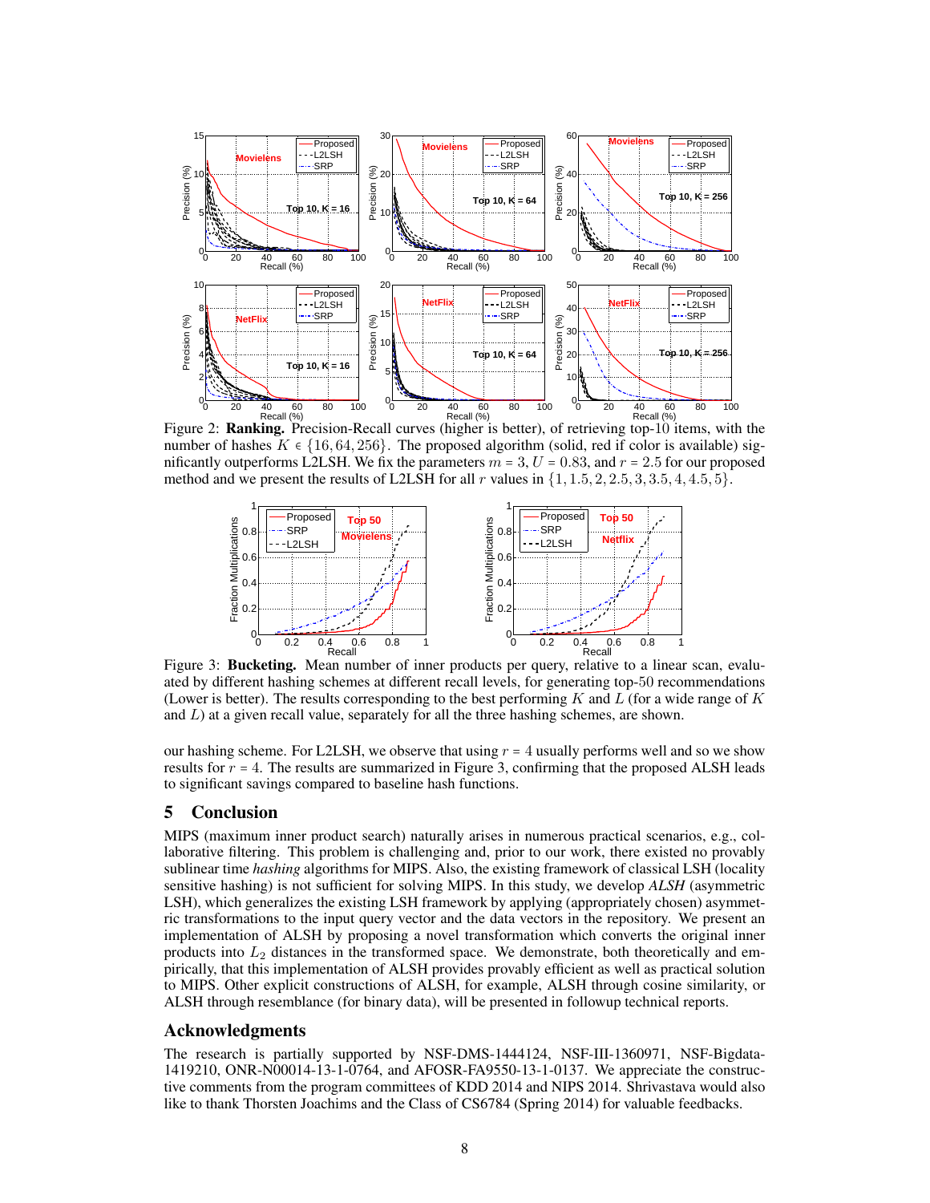Movielens

Proposed
L2LSH
SRP

Top 10, K = 16

Precision (%)

Recall (%)

Movielens

Top 10, K = 64

Movielens

Top 10, K = 256

NetFlix

Top 10, K = 16

NetFlix

Top 10, K = 64

NetFlix

Top 10, K = 256

Figure 2: **Ranking.** Precision-Recall curves (higher is better), of retrieving top-10 items, with the number of hashes $K \in \{16, 64, 256\}$. The proposed algorithm (solid, red if color is available) significantly outperforms L2LSH. We fix the parameters $m = 3$, $U = 0.83$, and $r = 2.5$ for our proposed method and we present the results of L2LSH for all $r$ values in $\{1, 1.5, 2, 2.5, 3, 3.5, 4, 4.5, 5\}$.

Top 50

Movielens

Proposed
SRP
L2LSH

Fraction Multiplications

Recall

Top 50

Netflix

Figure 3: **Bucketing.** Mean number of inner products per query, relative to a linear scan, evaluated by different hashing schemes at different recall levels, for generating top-50 recommendations (Lower is better). The results corresponding to the best performing $K$ and $L$ (for a wide range of $K$ and $L$) at a given recall value, separately for all the three hashing schemes, are shown.

our hashing scheme. For L2LSH, we observe that using $r = 4$ usually performs well and so we show results for $r = 4$. The results are summarized in Figure 3, confirming that the proposed ALSH leads to significant savings compared to baseline hash functions.

# 5 Conclusion

MIPS (maximum inner product search) naturally arises in numerous practical scenarios, e.g., collaborative filtering. This problem is challenging and, prior to our work, there existed no provably sublinear time *hashing* algorithms for MIPS. Also, the existing framework of classical LSH (locality sensitive hashing) is not sufficient for solving MIPS. In this study, we develop *ALSH* (asymmetric LSH), which generalizes the existing LSH framework by applying (appropriately chosen) asymmetric transformations to the input query vector and the data vectors in the repository. We present an implementation of ALSH by proposing a novel transformation which converts the original inner products into $L_2$ distances in the transformed space. We demonstrate, both theoretically and empirically, that this implementation of ALSH provides provably efficient as well as practical solution to MIPS. Other explicit constructions of ALSH, for example, ALSH through cosine similarity, or ALSH through resemblance (for binary data), will be presented in followup technical reports.

## Acknowledgments

The research is partially supported by NSF-DMS-1444124, NSF-III-1360971, NSF-Bigdata-1419210, ONR-N00014-13-1-0764, and AFOSR-FA9550-13-1-0137. We appreciate the constructive comments from the program committees of KDD 2014 and NIPS 2014. Shrivastava would also like to thank Thorsten Joachims and the Class of CS6784 (Spring 2014) for valuable feedbacks.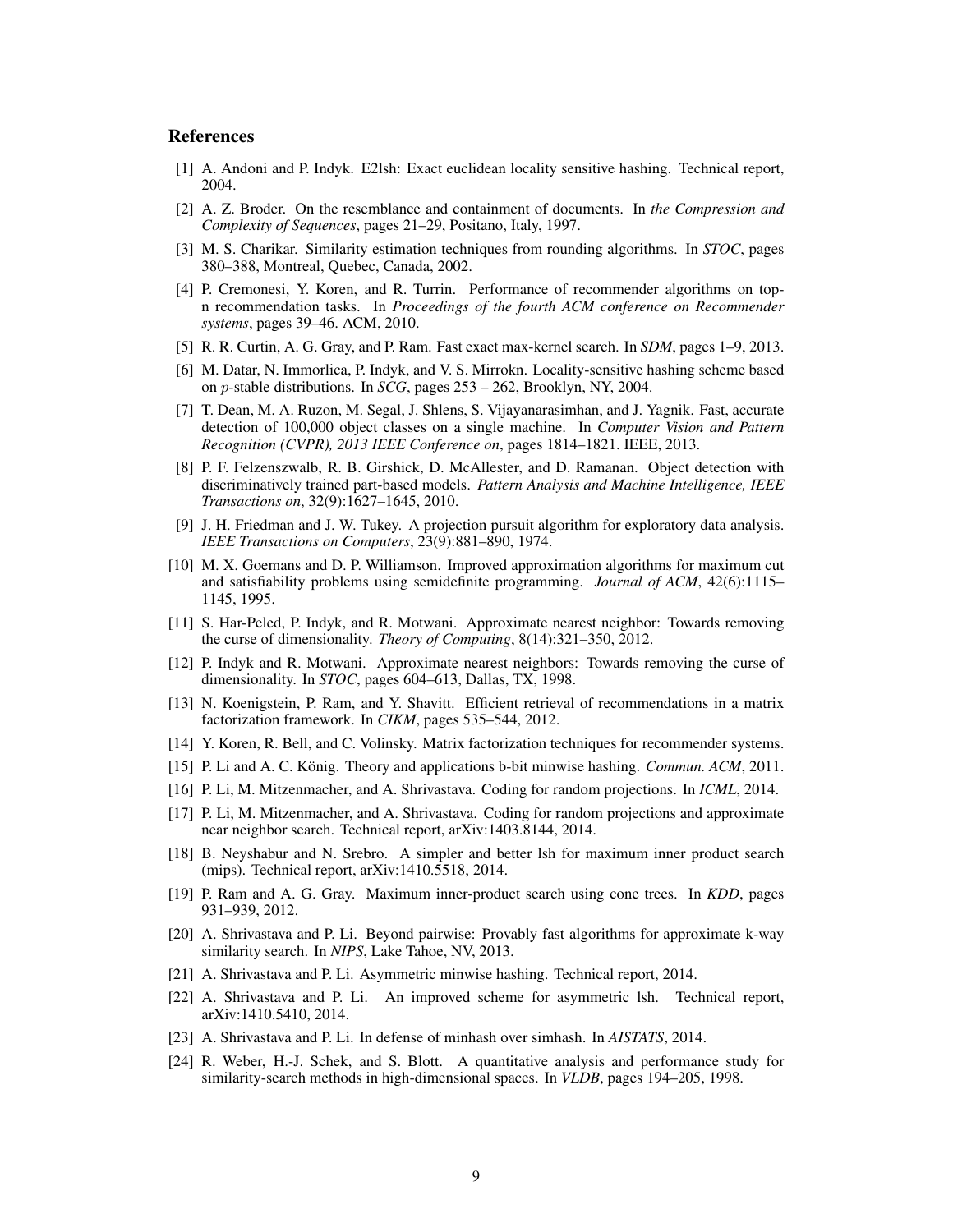## References

[1] A. Andoni and P. Indyk. E2lsh: Exact euclidean locality sensitive hashing. Technical report, 2004.

[2] A. Z. Broder. On the resemblance and containment of documents. In *the Compression and Complexity of Sequences*, pages 21–29, Positano, Italy, 1997.

[3] M. S. Charikar. Similarity estimation techniques from rounding algorithms. In *STOC*, pages 380–388, Montreal, Quebec, Canada, 2002.

[4] P. Cremonesi, Y. Koren, and R. Turrin. Performance of recommender algorithms on top-n recommendation tasks. In *Proceedings of the fourth ACM conference on Recommender systems*, pages 39–46. ACM, 2010.

[5] R. R. Curtin, A. G. Gray, and P. Ram. Fast exact max-kernel search. In *SDM*, pages 1–9, 2013.

[6] M. Datar, N. Immorlica, P. Indyk, and V. S. Mirrokn. Locality-sensitive hashing scheme based on $p$-stable distributions. In *SCG*, pages 253 – 262, Brooklyn, NY, 2004.

[7] T. Dean, M. A. Ruzon, M. Segal, J. Shlens, S. Vijayanarasimhan, and J. Yagnik. Fast, accurate detection of 100,000 object classes on a single machine. In *Computer Vision and Pattern Recognition (CVPR), 2013 IEEE Conference on*, pages 1814–1821. IEEE, 2013.

[8] P. F. Felzenszwalb, R. B. Girshick, D. McAllester, and D. Ramanan. Object detection with discriminatively trained part-based models. *Pattern Analysis and Machine Intelligence, IEEE Transactions on*, 32(9):1627–1645, 2010.

[9] J. H. Friedman and J. W. Tukey. A projection pursuit algorithm for exploratory data analysis. *IEEE Transactions on Computers*, 23(9):881–890, 1974.

[10] M. X. Goemans and D. P. Williamson. Improved approximation algorithms for maximum cut and satisfiability problems using semidefinite programming. *Journal of ACM*, 42(6):1115–1145, 1995.

[11] S. Har-Peled, P. Indyk, and R. Motwani. Approximate nearest neighbor: Towards removing the curse of dimensionality. *Theory of Computing*, 8(14):321–350, 2012.

[12] P. Indyk and R. Motwani. Approximate nearest neighbors: Towards removing the curse of dimensionality. In *STOC*, pages 604–613, Dallas, TX, 1998.

[13] N. Koenigstein, P. Ram, and Y. Shavitt. Efficient retrieval of recommendations in a matrix factorization framework. In *CIKM*, pages 535–544, 2012.

[14] Y. Koren, R. Bell, and C. Volinsky. Matrix factorization techniques for recommender systems.

[15] P. Li and A. C. König. Theory and applications b-bit minwise hashing. *Commun. ACM*, 2011.

[16] P. Li, M. Mitzenmacher, and A. Shrivastava. Coding for random projections. In *ICML*, 2014.

[17] P. Li, M. Mitzenmacher, and A. Shrivastava. Coding for random projections and approximate near neighbor search. Technical report, arXiv:1403.8144, 2014.

[18] B. Neyshabur and N. Srebro. A simpler and better lsh for maximum inner product search (mips). Technical report, arXiv:1410.5518, 2014.

[19] P. Ram and A. G. Gray. Maximum inner-product search using cone trees. In *KDD*, pages 931–939, 2012.

[20] A. Shrivastava and P. Li. Beyond pairwise: Provably fast algorithms for approximate k-way similarity search. In *NIPS*, Lake Tahoe, NV, 2013.

[21] A. Shrivastava and P. Li. Asymmetric minwise hashing. Technical report, 2014.

[22] A. Shrivastava and P. Li. An improved scheme for asymmetric lsh. Technical report, arXiv:1410.5410, 2014.

[23] A. Shrivastava and P. Li. In defense of minhash over simhash. In *AISTATS*, 2014.

[24] R. Weber, H.-J. Schek, and S. Blott. A quantitative analysis and performance study for similarity-search methods in high-dimensional spaces. In *VLDB*, pages 194–205, 1998.